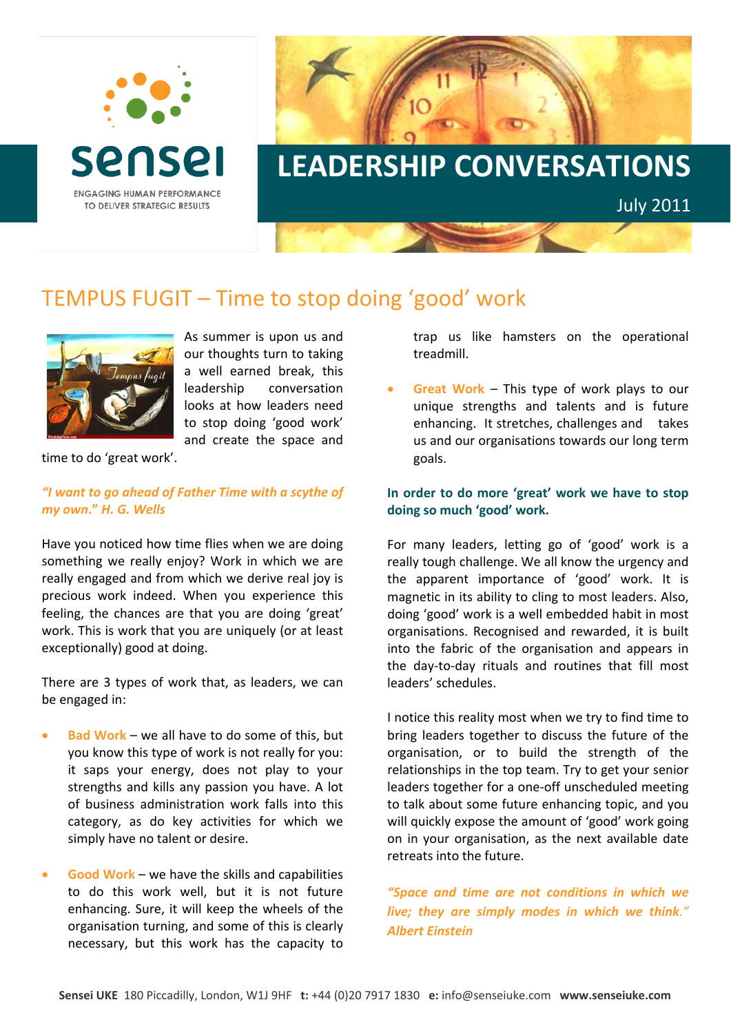sensei

ENGAGING HUMAN PERFORMANCE TO DELIVER STRATEGIC RESULTS

# LEADERSHIP CONVERSATIONS

July 2011

## TEMPUS FUGIT – Time to stop doing 'good' work

As summer is upon us and our thoughts turn to taking a well earned break, this leadership conversation looks at how leaders need to stop doing 'good work' and create the space and time to do 'great work'.

*"I want to go ahead of Father Time with a scythe of my own." H. G. Wells*

Have you noticed how time flies when we are doing something we really enjoy? Work in which we are really engaged and from which we derive real joy is precious work indeed. When you experience this feeling, the chances are that you are doing 'great' work. This is work that you are uniquely (or at least exceptionally) good at doing.

There are 3 types of work that, as leaders, we can be engaged in:

- **Bad Work** – we all have to do some of this, but you know this type of work is not really for you: it saps your energy, does not play to your strengths and kills any passion you have. A lot of business administration work falls into this category, as do key activities for which we simply have no talent or desire.
- **Good Work** – we have the skills and capabilities to do this work well, but it is not future enhancing. Sure, it will keep the wheels of the organisation turning, and some of this is clearly necessary, but this work has the capacity to trap us like hamsters on the operational treadmill.
- **Great Work** – This type of work plays to our unique strengths and talents and is future enhancing. It stretches, challenges and takes us and our organisations towards our long term goals.

**In order to do more 'great' work we have to stop doing so much 'good' work.**

For many leaders, letting go of 'good' work is a really tough challenge. We all know the urgency and the apparent importance of 'good' work. It is magnetic in its ability to cling to most leaders. Also, doing 'good' work is a well embedded habit in most organisations. Recognised and rewarded, it is built into the fabric of the organisation and appears in the day-to-day rituals and routines that fill most leaders' schedules.

I notice this reality most when we try to find time to bring leaders together to discuss the future of the organisation, or to build the strength of the relationships in the top team. Try to get your senior leaders together for a one-off unscheduled meeting to talk about some future enhancing topic, and you will quickly expose the amount of 'good' work going on in your organisation, as the next available date retreats into the future.

***"Space and time are not conditions in which we live; they are simply modes in which we think." Albert Einstein***

**Sensei UKE** 180 Piccadilly, London, W1J 9HF **t:** +44 (0)20 7917 1830 **e:** info@senseiuke.com **www.senseiuke.com**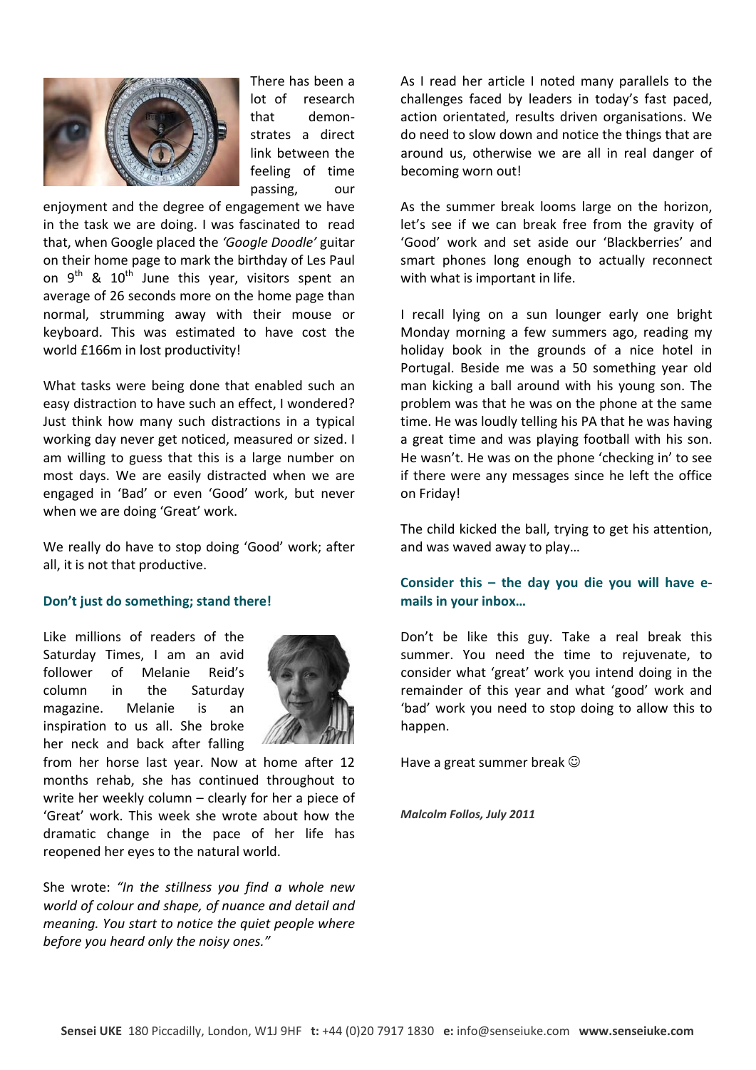There has been a lot of research that demonstrates a direct link between the feeling of time passing, our enjoyment and the degree of engagement we have in the task we are doing. I was fascinated to read that, when Google placed the *'Google Doodle'* guitar on their home page to mark the birthday of Les Paul on 9th & 10th June this year, visitors spent an average of 26 seconds more on the home page than normal, strumming away with their mouse or keyboard. This was estimated to have cost the world £166m in lost productivity!

What tasks were being done that enabled such an easy distraction to have such an effect, I wondered? Just think how many such distractions in a typical working day never get noticed, measured or sized. I am willing to guess that this is a large number on most days. We are easily distracted when we are engaged in 'Bad' or even 'Good' work, but never when we are doing 'Great' work.

We really do have to stop doing 'Good' work; after all, it is not that productive.

### Don't just do something; stand there!

Like millions of readers of the Saturday Times, I am an avid follower of Melanie Reid's column in the Saturday magazine. Melanie is an inspiration to us all. She broke her neck and back after falling from her horse last year. Now at home after 12 months rehab, she has continued throughout to write her weekly column – clearly for her a piece of 'Great' work. This week she wrote about how the dramatic change in the pace of her life has reopened her eyes to the natural world.

She wrote: *"In the stillness you find a whole new world of colour and shape, of nuance and detail and meaning. You start to notice the quiet people where before you heard only the noisy ones."*

As I read her article I noted many parallels to the challenges faced by leaders in today's fast paced, action orientated, results driven organisations. We do need to slow down and notice the things that are around us, otherwise we are all in real danger of becoming worn out!

As the summer break looms large on the horizon, let's see if we can break free from the gravity of 'Good' work and set aside our 'Blackberries' and smart phones long enough to actually reconnect with what is important in life.

I recall lying on a sun lounger early one bright Monday morning a few summers ago, reading my holiday book in the grounds of a nice hotel in Portugal. Beside me was a 50 something year old man kicking a ball around with his young son. The problem was that he was on the phone at the same time. He was loudly telling his PA that he was having a great time and was playing football with his son. He wasn't. He was on the phone 'checking in' to see if there were any messages since he left the office on Friday!

The child kicked the ball, trying to get his attention, and was waved away to play…

### Consider this – the day you die you will have e-mails in your inbox…

Don't be like this guy. Take a real break this summer. You need the time to rejuvenate, to consider what 'great' work you intend doing in the remainder of this year and what 'good' work and 'bad' work you need to stop doing to allow this to happen.

Have a great summer break ☺

***Malcolm Follos, July 2011***

**Sensei UKE** 180 Piccadilly, London, W1J 9HF **t:** +44 (0)20 7917 1830 **e:** info@senseiuke.com **www.senseiuke.com**